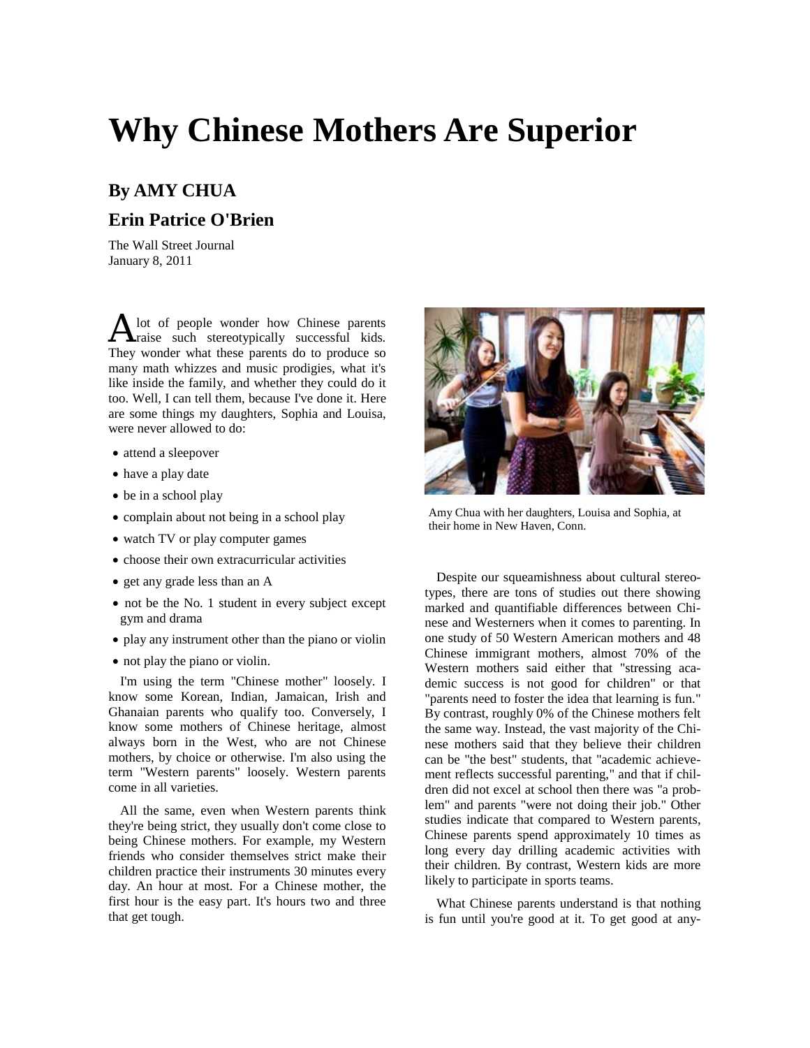# Why Chinese Mothers Are Superior

## By AMY CHUA

## Erin Patrice O'Brien

The Wall Street Journal
January 8, 2011

A lot of people wonder how Chinese parents raise such stereotypically successful kids. They wonder what these parents do to produce so many math whizzes and music prodigies, what it's like inside the family, and whether they could do it too. Well, I can tell them, because I've done it. Here are some things my daughters, Sophia and Louisa, were never allowed to do:

- attend a sleepover
- have a play date
- be in a school play
- complain about not being in a school play
- watch TV or play computer games
- choose their own extracurricular activities
- get any grade less than an A
- not be the No. 1 student in every subject except gym and drama
- play any instrument other than the piano or violin
- not play the piano or violin.

I'm using the term "Chinese mother" loosely. I know some Korean, Indian, Jamaican, Irish and Ghanaian parents who qualify too. Conversely, I know some mothers of Chinese heritage, almost always born in the West, who are not Chinese mothers, by choice or otherwise. I'm also using the term "Western parents" loosely. Western parents come in all varieties.

All the same, even when Western parents think they're being strict, they usually don't come close to being Chinese mothers. For example, my Western friends who consider themselves strict make their children practice their instruments 30 minutes every day. An hour at most. For a Chinese mother, the first hour is the easy part. It's hours two and three that get tough.

Amy Chua with her daughters, Louisa and Sophia, at their home in New Haven, Conn.

Despite our squeamishness about cultural stereotypes, there are tons of studies out there showing marked and quantifiable differences between Chinese and Westerners when it comes to parenting. In one study of 50 Western American mothers and 48 Chinese immigrant mothers, almost 70% of the Western mothers said either that "stressing academic success is not good for children" or that "parents need to foster the idea that learning is fun." By contrast, roughly 0% of the Chinese mothers felt the same way. Instead, the vast majority of the Chinese mothers said that they believe their children can be "the best" students, that "academic achievement reflects successful parenting," and that if children did not excel at school then there was "a problem" and parents "were not doing their job." Other studies indicate that compared to Western parents, Chinese parents spend approximately 10 times as long every day drilling academic activities with their children. By contrast, Western kids are more likely to participate in sports teams.

What Chinese parents understand is that nothing is fun until you're good at it. To get good at any-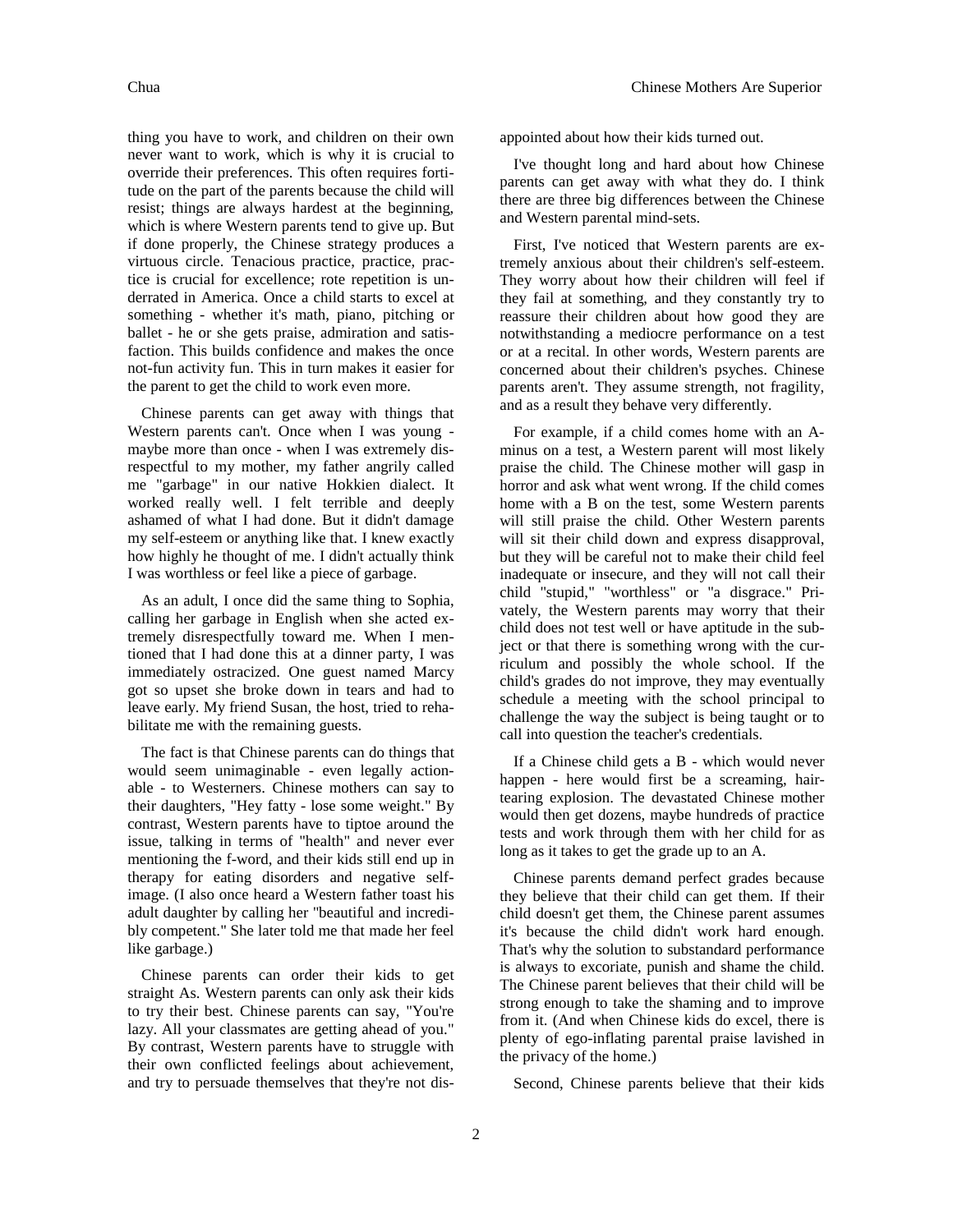thing you have to work, and children on their own never want to work, which is why it is crucial to override their preferences. This often requires fortitude on the part of the parents because the child will resist; things are always hardest at the beginning, which is where Western parents tend to give up. But if done properly, the Chinese strategy produces a virtuous circle. Tenacious practice, practice, practice is crucial for excellence; rote repetition is underrated in America. Once a child starts to excel at something - whether it's math, piano, pitching or ballet - he or she gets praise, admiration and satisfaction. This builds confidence and makes the once not-fun activity fun. This in turn makes it easier for the parent to get the child to work even more.

Chinese parents can get away with things that Western parents can't. Once when I was young - maybe more than once - when I was extremely disrespectful to my mother, my father angrily called me "garbage" in our native Hokkien dialect. It worked really well. I felt terrible and deeply ashamed of what I had done. But it didn't damage my self-esteem or anything like that. I knew exactly how highly he thought of me. I didn't actually think I was worthless or feel like a piece of garbage.

As an adult, I once did the same thing to Sophia, calling her garbage in English when she acted extremely disrespectfully toward me. When I mentioned that I had done this at a dinner party, I was immediately ostracized. One guest named Marcy got so upset she broke down in tears and had to leave early. My friend Susan, the host, tried to rehabilitate me with the remaining guests.

The fact is that Chinese parents can do things that would seem unimaginable - even legally actionable - to Westerners. Chinese mothers can say to their daughters, "Hey fatty - lose some weight." By contrast, Western parents have to tiptoe around the issue, talking in terms of "health" and never ever mentioning the f-word, and their kids still end up in therapy for eating disorders and negative self-image. (I also once heard a Western father toast his adult daughter by calling her "beautiful and incredibly competent." She later told me that made her feel like garbage.)

Chinese parents can order their kids to get straight As. Western parents can only ask their kids to try their best. Chinese parents can say, "You're lazy. All your classmates are getting ahead of you." By contrast, Western parents have to struggle with their own conflicted feelings about achievement, and try to persuade themselves that they're not disappointed about how their kids turned out.

I've thought long and hard about how Chinese parents can get away with what they do. I think there are three big differences between the Chinese and Western parental mind-sets.

First, I've noticed that Western parents are extremely anxious about their children's self-esteem. They worry about how their children will feel if they fail at something, and they constantly try to reassure their children about how good they are notwithstanding a mediocre performance on a test or at a recital. In other words, Western parents are concerned about their children's psyches. Chinese parents aren't. They assume strength, not fragility, and as a result they behave very differently.

For example, if a child comes home with an A-minus on a test, a Western parent will most likely praise the child. The Chinese mother will gasp in horror and ask what went wrong. If the child comes home with a B on the test, some Western parents will still praise the child. Other Western parents will sit their child down and express disapproval, but they will be careful not to make their child feel inadequate or insecure, and they will not call their child "stupid," "worthless" or "a disgrace." Privately, the Western parents may worry that their child does not test well or have aptitude in the subject or that there is something wrong with the curriculum and possibly the whole school. If the child's grades do not improve, they may eventually schedule a meeting with the school principal to challenge the way the subject is being taught or to call into question the teacher's credentials.

If a Chinese child gets a B - which would never happen - here would first be a screaming, hair-tearing explosion. The devastated Chinese mother would then get dozens, maybe hundreds of practice tests and work through them with her child for as long as it takes to get the grade up to an A.

Chinese parents demand perfect grades because they believe that their child can get them. If their child doesn't get them, the Chinese parent assumes it's because the child didn't work hard enough. That's why the solution to substandard performance is always to excoriate, punish and shame the child. The Chinese parent believes that their child will be strong enough to take the shaming and to improve from it. (And when Chinese kids do excel, there is plenty of ego-inflating parental praise lavished in the privacy of the home.)

Second, Chinese parents believe that their kids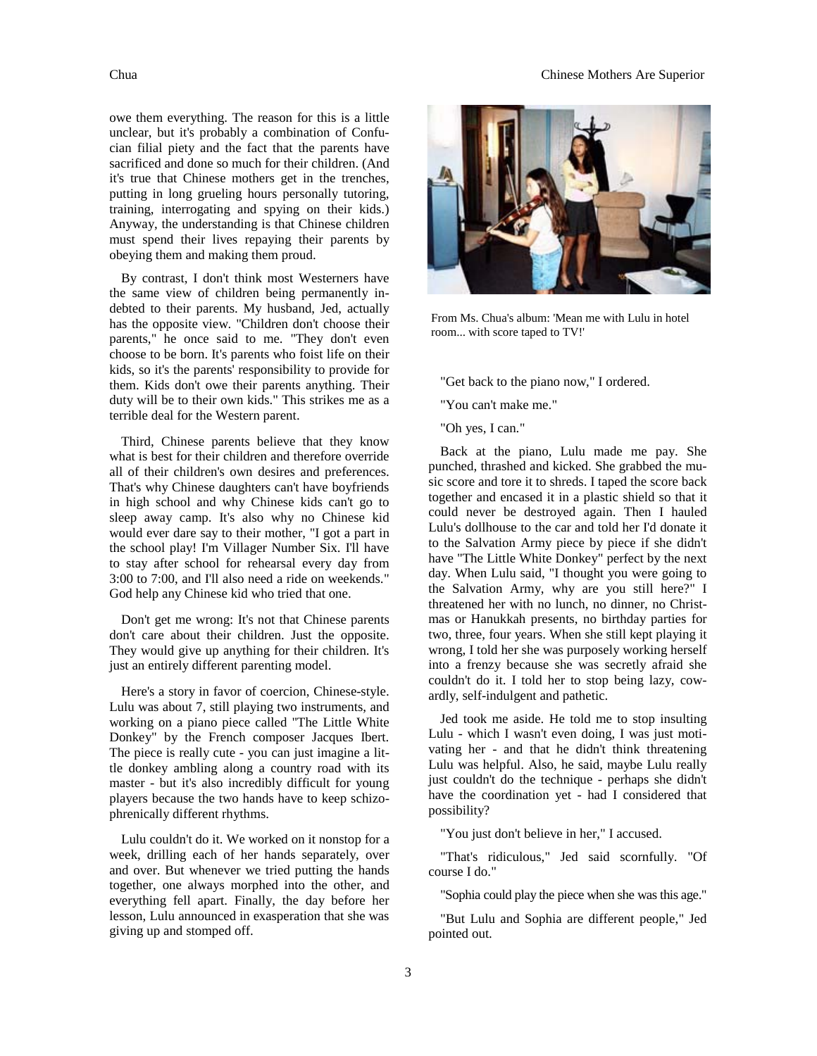owe them everything. The reason for this is a little unclear, but it's probably a combination of Confucian filial piety and the fact that the parents have sacrificed and done so much for their children. (And it's true that Chinese mothers get in the trenches, putting in long grueling hours personally tutoring, training, interrogating and spying on their kids.) Anyway, the understanding is that Chinese children must spend their lives repaying their parents by obeying them and making them proud.

By contrast, I don't think most Westerners have the same view of children being permanently indebted to their parents. My husband, Jed, actually has the opposite view. "Children don't choose their parents," he once said to me. "They don't even choose to be born. It's parents who foist life on their kids, so it's the parents' responsibility to provide for them. Kids don't owe their parents anything. Their duty will be to their own kids." This strikes me as a terrible deal for the Western parent.

Third, Chinese parents believe that they know what is best for their children and therefore override all of their children's own desires and preferences. That's why Chinese daughters can't have boyfriends in high school and why Chinese kids can't go to sleep away camp. It's also why no Chinese kid would ever dare say to their mother, "I got a part in the school play! I'm Villager Number Six. I'll have to stay after school for rehearsal every day from 3:00 to 7:00, and I'll also need a ride on weekends." God help any Chinese kid who tried that one.

Don't get me wrong: It's not that Chinese parents don't care about their children. Just the opposite. They would give up anything for their children. It's just an entirely different parenting model.

Here's a story in favor of coercion, Chinese-style. Lulu was about 7, still playing two instruments, and working on a piano piece called "The Little White Donkey" by the French composer Jacques Ibert. The piece is really cute - you can just imagine a little donkey ambling along a country road with its master - but it's also incredibly difficult for young players because the two hands have to keep schizophrenically different rhythms.

Lulu couldn't do it. We worked on it nonstop for a week, drilling each of her hands separately, over and over. But whenever we tried putting the hands together, one always morphed into the other, and everything fell apart. Finally, the day before her lesson, Lulu announced in exasperation that she was giving up and stomped off.

From Ms. Chua's album: 'Mean me with Lulu in hotel room... with score taped to TV!'

"Get back to the piano now," I ordered.

"You can't make me."

"Oh yes, I can."

Back at the piano, Lulu made me pay. She punched, thrashed and kicked. She grabbed the music score and tore it to shreds. I taped the score back together and encased it in a plastic shield so that it could never be destroyed again. Then I hauled Lulu's dollhouse to the car and told her I'd donate it to the Salvation Army piece by piece if she didn't have "The Little White Donkey" perfect by the next day. When Lulu said, "I thought you were going to the Salvation Army, why are you still here?" I threatened her with no lunch, no dinner, no Christmas or Hanukkah presents, no birthday parties for two, three, four years. When she still kept playing it wrong, I told her she was purposely working herself into a frenzy because she was secretly afraid she couldn't do it. I told her to stop being lazy, cowardly, self-indulgent and pathetic.

Jed took me aside. He told me to stop insulting Lulu - which I wasn't even doing, I was just motivating her - and that he didn't think threatening Lulu was helpful. Also, he said, maybe Lulu really just couldn't do the technique - perhaps she didn't have the coordination yet - had I considered that possibility?

"You just don't believe in her," I accused.

"That's ridiculous," Jed said scornfully. "Of course I do."

"Sophia could play the piece when she was this age."

"But Lulu and Sophia are different people," Jed pointed out.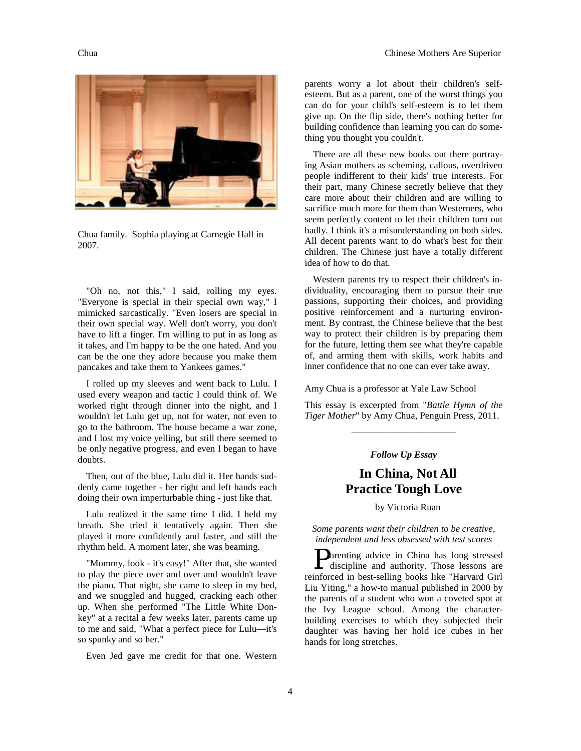Chua family. Sophia playing at Carnegie Hall in 2007.

"Oh no, not this," I said, rolling my eyes. "Everyone is special in their special own way," I mimicked sarcastically. "Even losers are special in their own special way. Well don't worry, you don't have to lift a finger. I'm willing to put in as long as it takes, and I'm happy to be the one hated. And you can be the one they adore because you make them pancakes and take them to Yankees games."

I rolled up my sleeves and went back to Lulu. I used every weapon and tactic I could think of. We worked right through dinner into the night, and I wouldn't let Lulu get up, not for water, not even to go to the bathroom. The house became a war zone, and I lost my voice yelling, but still there seemed to be only negative progress, and even I began to have doubts.

Then, out of the blue, Lulu did it. Her hands suddenly came together - her right and left hands each doing their own imperturbable thing - just like that.

Lulu realized it the same time I did. I held my breath. She tried it tentatively again. Then she played it more confidently and faster, and still the rhythm held. A moment later, she was beaming.

"Mommy, look - it's easy!" After that, she wanted to play the piece over and over and wouldn't leave the piano. That night, she came to sleep in my bed, and we snuggled and hugged, cracking each other up. When she performed "The Little White Donkey" at a recital a few weeks later, parents came up to me and said, "What a perfect piece for Lulu—it's so spunky and so her."

Even Jed gave me credit for that one. Western parents worry a lot about their children's self-esteem. But as a parent, one of the worst things you can do for your child's self-esteem is to let them give up. On the flip side, there's nothing better for building confidence than learning you can do something you thought you couldn't.

There are all these new books out there portraying Asian mothers as scheming, callous, overdriven people indifferent to their kids' true interests. For their part, many Chinese secretly believe that they care more about their children and are willing to sacrifice much more for them than Westerners, who seem perfectly content to let their children turn out badly. I think it's a misunderstanding on both sides. All decent parents want to do what's best for their children. The Chinese just have a totally different idea of how to do that.

Western parents try to respect their children's individuality, encouraging them to pursue their true passions, supporting their choices, and providing positive reinforcement and a nurturing environment. By contrast, the Chinese believe that the best way to protect their children is by preparing them for the future, letting them see what they're capable of, and arming them with skills, work habits and inner confidence that no one can ever take away.

Amy Chua is a professor at Yale Law School

This essay is excerpted from "*Battle Hymn of the Tiger Mother*" by Amy Chua, Penguin Press, 2011.

---

***Follow Up Essay***

## In China, Not All Practice Tough Love

by Victoria Ruan

*Some parents want their children to be creative, independent and less obsessed with test scores*

Parenting advice in China has long stressed discipline and authority. Those lessons are reinforced in best-selling books like "Harvard Girl Liu Yiting," a how-to manual published in 2000 by the parents of a student who won a coveted spot at the Ivy League school. Among the character-building exercises to which they subjected their daughter was having her hold ice cubes in her hands for long stretches.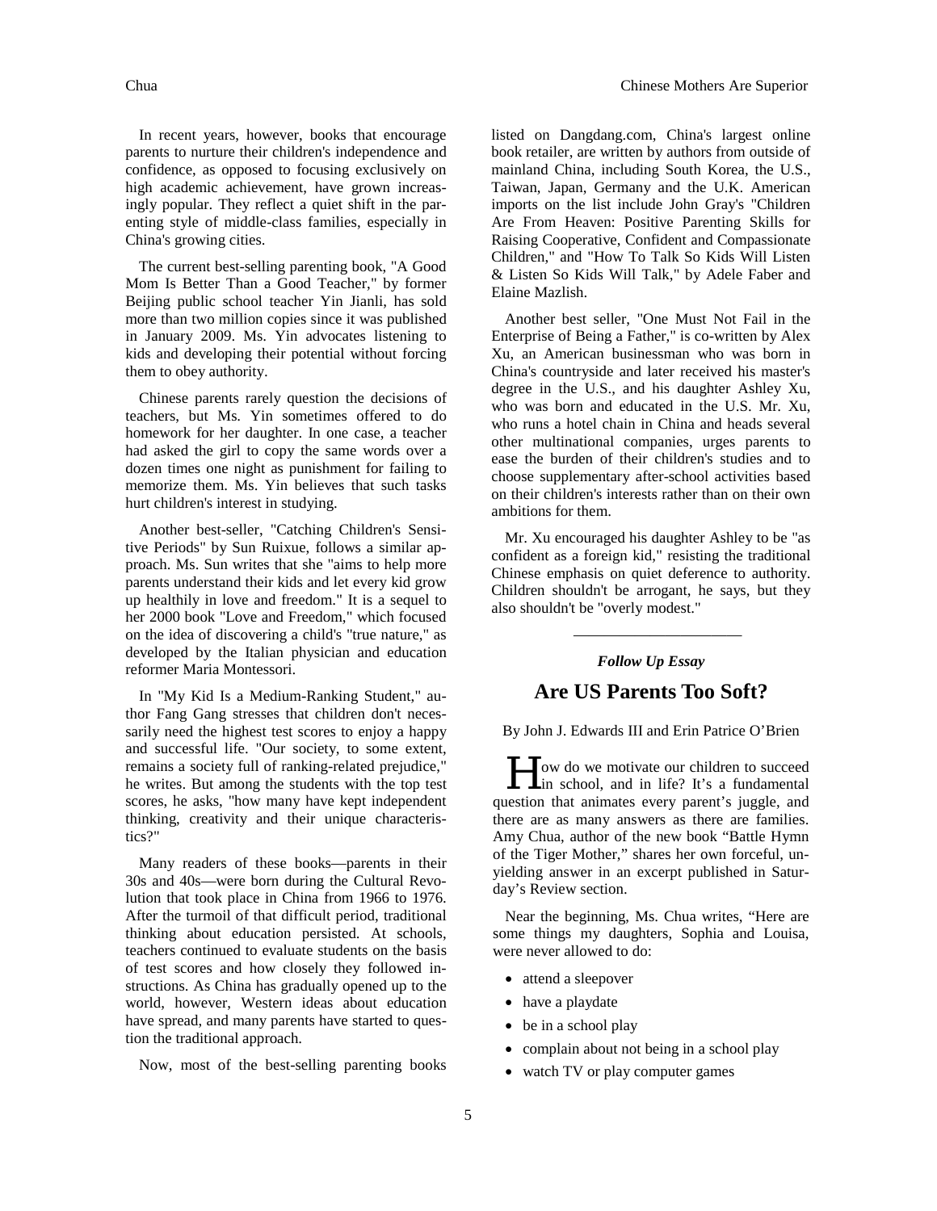In recent years, however, books that encourage parents to nurture their children's independence and confidence, as opposed to focusing exclusively on high academic achievement, have grown increasingly popular. They reflect a quiet shift in the parenting style of middle-class families, especially in China's growing cities.

The current best-selling parenting book, "A Good Mom Is Better Than a Good Teacher," by former Beijing public school teacher Yin Jianli, has sold more than two million copies since it was published in January 2009. Ms. Yin advocates listening to kids and developing their potential without forcing them to obey authority.

Chinese parents rarely question the decisions of teachers, but Ms. Yin sometimes offered to do homework for her daughter. In one case, a teacher had asked the girl to copy the same words over a dozen times one night as punishment for failing to memorize them. Ms. Yin believes that such tasks hurt children's interest in studying.

Another best-seller, "Catching Children's Sensitive Periods" by Sun Ruixue, follows a similar approach. Ms. Sun writes that she "aims to help more parents understand their kids and let every kid grow up healthily in love and freedom." It is a sequel to her 2000 book "Love and Freedom," which focused on the idea of discovering a child's "true nature," as developed by the Italian physician and education reformer Maria Montessori.

In "My Kid Is a Medium-Ranking Student," author Fang Gang stresses that children don't necessarily need the highest test scores to enjoy a happy and successful life. "Our society, to some extent, remains a society full of ranking-related prejudice," he writes. But among the students with the top test scores, he asks, "how many have kept independent thinking, creativity and their unique characteristics?"

Many readers of these books—parents in their 30s and 40s—were born during the Cultural Revolution that took place in China from 1966 to 1976. After the turmoil of that difficult period, traditional thinking about education persisted. At schools, teachers continued to evaluate students on the basis of test scores and how closely they followed instructions. As China has gradually opened up to the world, however, Western ideas about education have spread, and many parents have started to question the traditional approach.

Now, most of the best-selling parenting books listed on Dangdang.com, China's largest online book retailer, are written by authors from outside of mainland China, including South Korea, the U.S., Taiwan, Japan, Germany and the U.K. American imports on the list include John Gray's "Children Are From Heaven: Positive Parenting Skills for Raising Cooperative, Confident and Compassionate Children," and "How To Talk So Kids Will Listen & Listen So Kids Will Talk," by Adele Faber and Elaine Mazlish.

Another best seller, "One Must Not Fail in the Enterprise of Being a Father," is co-written by Alex Xu, an American businessman who was born in China's countryside and later received his master's degree in the U.S., and his daughter Ashley Xu, who was born and educated in the U.S. Mr. Xu, who runs a hotel chain in China and heads several other multinational companies, urges parents to ease the burden of their children's studies and to choose supplementary after-school activities based on their children's interests rather than on their own ambitions for them.

Mr. Xu encouraged his daughter Ashley to be "as confident as a foreign kid," resisting the traditional Chinese emphasis on quiet deference to authority. Children shouldn't be arrogant, he says, but they also shouldn't be "overly modest."

---

***Follow Up Essay***

## Are US Parents Too Soft?

By John J. Edwards III and Erin Patrice O'Brien

How do we motivate our children to succeed in school, and in life? It's a fundamental question that animates every parent's juggle, and there are as many answers as there are families. Amy Chua, author of the new book "Battle Hymn of the Tiger Mother," shares her own forceful, unyielding answer in an excerpt published in Saturday's Review section.

Near the beginning, Ms. Chua writes, "Here are some things my daughters, Sophia and Louisa, were never allowed to do:

- attend a sleepover
- have a playdate
- be in a school play
- complain about not being in a school play
- watch TV or play computer games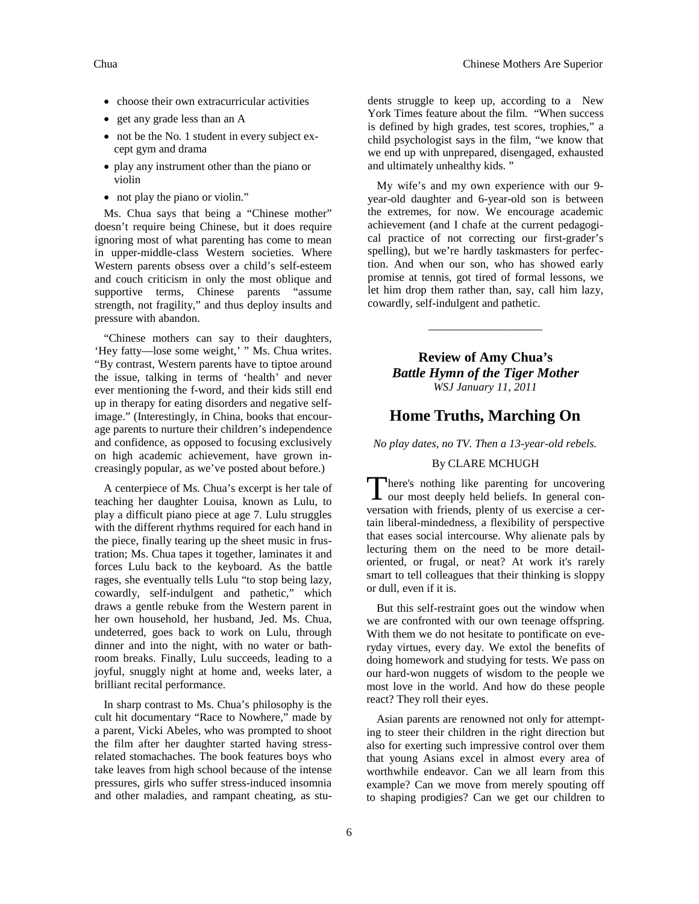- choose their own extracurricular activities
- get any grade less than an A
- not be the No. 1 student in every subject except gym and drama
- play any instrument other than the piano or violin
- not play the piano or violin."

Ms. Chua says that being a "Chinese mother" doesn't require being Chinese, but it does require ignoring most of what parenting has come to mean in upper-middle-class Western societies. Where Western parents obsess over a child's self-esteem and couch criticism in only the most oblique and supportive terms, Chinese parents "assume strength, not fragility," and thus deploy insults and pressure with abandon.

"Chinese mothers can say to their daughters, 'Hey fatty—lose some weight,' " Ms. Chua writes. "By contrast, Western parents have to tiptoe around the issue, talking in terms of 'health' and never ever mentioning the f-word, and their kids still end up in therapy for eating disorders and negative self-image." (Interestingly, in China, books that encourage parents to nurture their children's independence and confidence, as opposed to focusing exclusively on high academic achievement, have grown increasingly popular, as we've posted about before.)

A centerpiece of Ms. Chua's excerpt is her tale of teaching her daughter Louisa, known as Lulu, to play a difficult piano piece at age 7. Lulu struggles with the different rhythms required for each hand in the piece, finally tearing up the sheet music in frustration; Ms. Chua tapes it together, laminates it and forces Lulu back to the keyboard. As the battle rages, she eventually tells Lulu "to stop being lazy, cowardly, self-indulgent and pathetic," which draws a gentle rebuke from the Western parent in her own household, her husband, Jed. Ms. Chua, undeterred, goes back to work on Lulu, through dinner and into the night, with no water or bathroom breaks. Finally, Lulu succeeds, leading to a joyful, snuggly night at home and, weeks later, a brilliant recital performance.

In sharp contrast to Ms. Chua's philosophy is the cult hit documentary "Race to Nowhere," made by a parent, Vicki Abeles, who was prompted to shoot the film after her daughter started having stress-related stomachaches. The book features boys who take leaves from high school because of the intense pressures, girls who suffer stress-induced insomnia and other maladies, and rampant cheating, as students struggle to keep up, according to a New York Times feature about the film. "When success is defined by high grades, test scores, trophies," a child psychologist says in the film, "we know that we end up with unprepared, disengaged, exhausted and ultimately unhealthy kids. "

My wife's and my own experience with our 9-year-old daughter and 6-year-old son is between the extremes, for now. We encourage academic achievement (and I chafe at the current pedagogical practice of not correcting our first-grader's spelling), but we're hardly taskmasters for perfection. And when our son, who has showed early promise at tennis, got tired of formal lessons, we let him drop them rather than, say, call him lazy, cowardly, self-indulgent and pathetic.

---

**Review of Amy Chua's**
***Battle Hymn of the Tiger Mother***
*WSJ January 11, 2011*

## Home Truths, Marching On

*No play dates, no TV. Then a 13-year-old rebels.*

By CLARE MCHUGH

There's nothing like parenting for uncovering our most deeply held beliefs. In general conversation with friends, plenty of us exercise a certain liberal-mindedness, a flexibility of perspective that eases social intercourse. Why alienate pals by lecturing them on the need to be more detail-oriented, or frugal, or neat? At work it's rarely smart to tell colleagues that their thinking is sloppy or dull, even if it is.

But this self-restraint goes out the window when we are confronted with our own teenage offspring. With them we do not hesitate to pontificate on everyday virtues, every day. We extol the benefits of doing homework and studying for tests. We pass on our hard-won nuggets of wisdom to the people we most love in the world. And how do these people react? They roll their eyes.

Asian parents are renowned not only for attempting to steer their children in the right direction but also for exerting such impressive control over them that young Asians excel in almost every area of worthwhile endeavor. Can we all learn from this example? Can we move from merely spouting off to shaping prodigies? Can we get our children to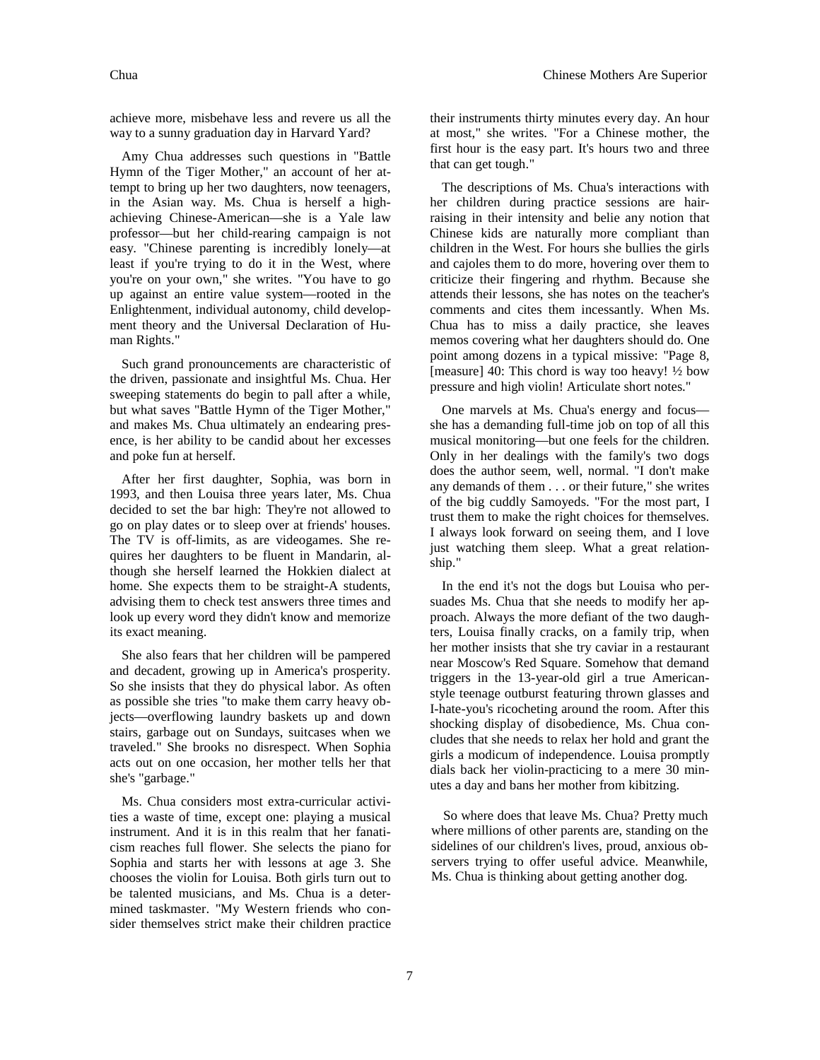achieve more, misbehave less and revere us all the way to a sunny graduation day in Harvard Yard?

Amy Chua addresses such questions in "Battle Hymn of the Tiger Mother," an account of her attempt to bring up her two daughters, now teenagers, in the Asian way. Ms. Chua is herself a high-achieving Chinese-American—she is a Yale law professor—but her child-rearing campaign is not easy. "Chinese parenting is incredibly lonely—at least if you're trying to do it in the West, where you're on your own," she writes. "You have to go up against an entire value system—rooted in the Enlightenment, individual autonomy, child development theory and the Universal Declaration of Human Rights."

Such grand pronouncements are characteristic of the driven, passionate and insightful Ms. Chua. Her sweeping statements do begin to pall after a while, but what saves "Battle Hymn of the Tiger Mother," and makes Ms. Chua ultimately an endearing presence, is her ability to be candid about her excesses and poke fun at herself.

After her first daughter, Sophia, was born in 1993, and then Louisa three years later, Ms. Chua decided to set the bar high: They're not allowed to go on play dates or to sleep over at friends' houses. The TV is off-limits, as are videogames. She requires her daughters to be fluent in Mandarin, although she herself learned the Hokkien dialect at home. She expects them to be straight-A students, advising them to check test answers three times and look up every word they didn't know and memorize its exact meaning.

She also fears that her children will be pampered and decadent, growing up in America's prosperity. So she insists that they do physical labor. As often as possible she tries "to make them carry heavy objects—overflowing laundry baskets up and down stairs, garbage out on Sundays, suitcases when we traveled." She brooks no disrespect. When Sophia acts out on one occasion, her mother tells her that she's "garbage."

Ms. Chua considers most extra-curricular activities a waste of time, except one: playing a musical instrument. And it is in this realm that her fanaticism reaches full flower. She selects the piano for Sophia and starts her with lessons at age 3. She chooses the violin for Louisa. Both girls turn out to be talented musicians, and Ms. Chua is a determined taskmaster. "My Western friends who consider themselves strict make their children practice their instruments thirty minutes every day. An hour at most," she writes. "For a Chinese mother, the first hour is the easy part. It's hours two and three that can get tough."

The descriptions of Ms. Chua's interactions with her children during practice sessions are hair-raising in their intensity and belie any notion that Chinese kids are naturally more compliant than children in the West. For hours she bullies the girls and cajoles them to do more, hovering over them to criticize their fingering and rhythm. Because she attends their lessons, she has notes on the teacher's comments and cites them incessantly. When Ms. Chua has to miss a daily practice, she leaves memos covering what her daughters should do. One point among dozens in a typical missive: "Page 8, [measure] 40: This chord is way too heavy! ½ bow pressure and high violin! Articulate short notes."

One marvels at Ms. Chua's energy and focus—she has a demanding full-time job on top of all this musical monitoring—but one feels for the children. Only in her dealings with the family's two dogs does the author seem, well, normal. "I don't make any demands of them . . . or their future," she writes of the big cuddly Samoyeds. "For the most part, I trust them to make the right choices for themselves. I always look forward on seeing them, and I love just watching them sleep. What a great relationship."

In the end it's not the dogs but Louisa who persuades Ms. Chua that she needs to modify her approach. Always the more defiant of the two daughters, Louisa finally cracks, on a family trip, when her mother insists that she try caviar in a restaurant near Moscow's Red Square. Somehow that demand triggers in the 13-year-old girl a true American-style teenage outburst featuring thrown glasses and I-hate-you's ricocheting around the room. After this shocking display of disobedience, Ms. Chua concludes that she needs to relax her hold and grant the girls a modicum of independence. Louisa promptly dials back her violin-practicing to a mere 30 minutes a day and bans her mother from kibitzing.

So where does that leave Ms. Chua? Pretty much where millions of other parents are, standing on the sidelines of our children's lives, proud, anxious observers trying to offer useful advice. Meanwhile, Ms. Chua is thinking about getting another dog.